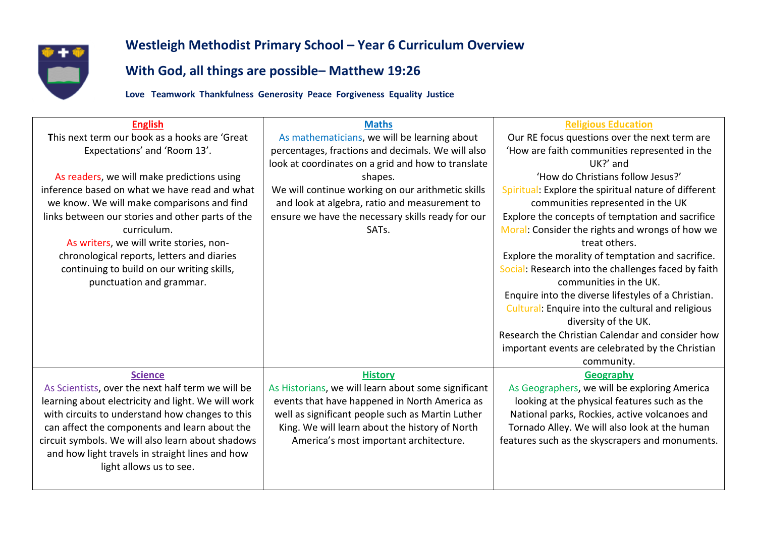# Westleigh Methodist Primary School – Year 6 Curriculum Overview

## With God, all things are possible– Matthew 19:26

**Love Teamwork Thankfulness Generosity Peace Forgiveness Equality Justice**

| English | Maths | Religious Education |
|---|---|---|
| **T**his next term our book as a hooks are 'Great Expectations' and 'Room 13'.<br><br>As readers, we will make predictions using inference based on what we have read and what we know. We will make comparisons and find links between our stories and other parts of the curriculum.<br>As writers, we will write stories, non-chronological reports, letters and diaries continuing to build on our writing skills, punctuation and grammar. | As mathematicians, we will be learning about percentages, fractions and decimals. We will also look at coordinates on a grid and how to translate shapes.<br>We will continue working on our arithmetic skills and look at algebra, ratio and measurement to ensure we have the necessary skills ready for our SATs. | Our RE focus questions over the next term are 'How are faith communities represented in the UK?' and<br>'How do Christians follow Jesus?'<br>Spiritual: Explore the spiritual nature of different communities represented in the UK<br>Explore the concepts of temptation and sacrifice<br>Moral: Consider the rights and wrongs of how we treat others.<br>Explore the morality of temptation and sacrifice.<br>Social: Research into the challenges faced by faith communities in the UK.<br>Enquire into the diverse lifestyles of a Christian.<br>Cultural: Enquire into the cultural and religious diversity of the UK.<br>Research the Christian Calendar and consider how important events are celebrated by the Christian community. |
| **Science** | **History** | **Geography** |
| As Scientists, over the next half term we will be learning about electricity and light. We will work with circuits to understand how changes to this can affect the components and learn about the circuit symbols. We will also learn about shadows and how light travels in straight lines and how light allows us to see. | As Historians, we will learn about some significant events that have happened in North America as well as significant people such as Martin Luther King. We will learn about the history of North America's most important architecture. | As Geographers, we will be exploring America looking at the physical features such as the National parks, Rockies, active volcanoes and Tornado Alley. We will also look at the human features such as the skyscrapers and monuments. |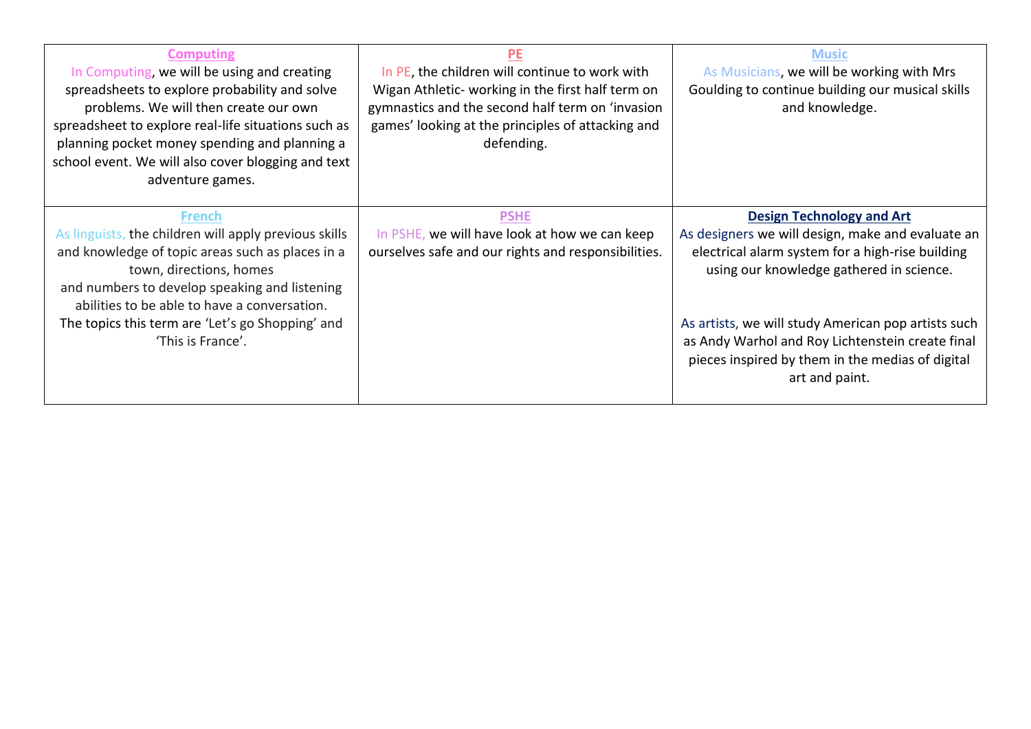| | | |
|---|---|---|
| **Computing**<br>In Computing, we will be using and creating spreadsheets to explore probability and solve problems. We will then create our own spreadsheet to explore real-life situations such as planning pocket money spending and planning a school event. We will also cover blogging and text adventure games. | **PE**<br>In PE, the children will continue to work with Wigan Athletic- working in the first half term on gymnastics and the second half term on 'invasion games' looking at the principles of attacking and defending. | **Music**<br>As Musicians, we will be working with Mrs Goulding to continue building our musical skills and knowledge. |
| **French**<br>As linguists, the children will apply previous skills and knowledge of topic areas such as places in a town, directions, homes and numbers to develop speaking and listening abilities to be able to have a conversation.<br>The topics this term are 'Let's go Shopping' and 'This is France'. | **PSHE**<br>In PSHE, we will have look at how we can keep ourselves safe and our rights and responsibilities. | **Design Technology and Art**<br>As designers we will design, make and evaluate an electrical alarm system for a high-rise building using our knowledge gathered in science.<br><br>As artists, we will study American pop artists such as Andy Warhol and Roy Lichtenstein create final pieces inspired by them in the medias of digital art and paint. |